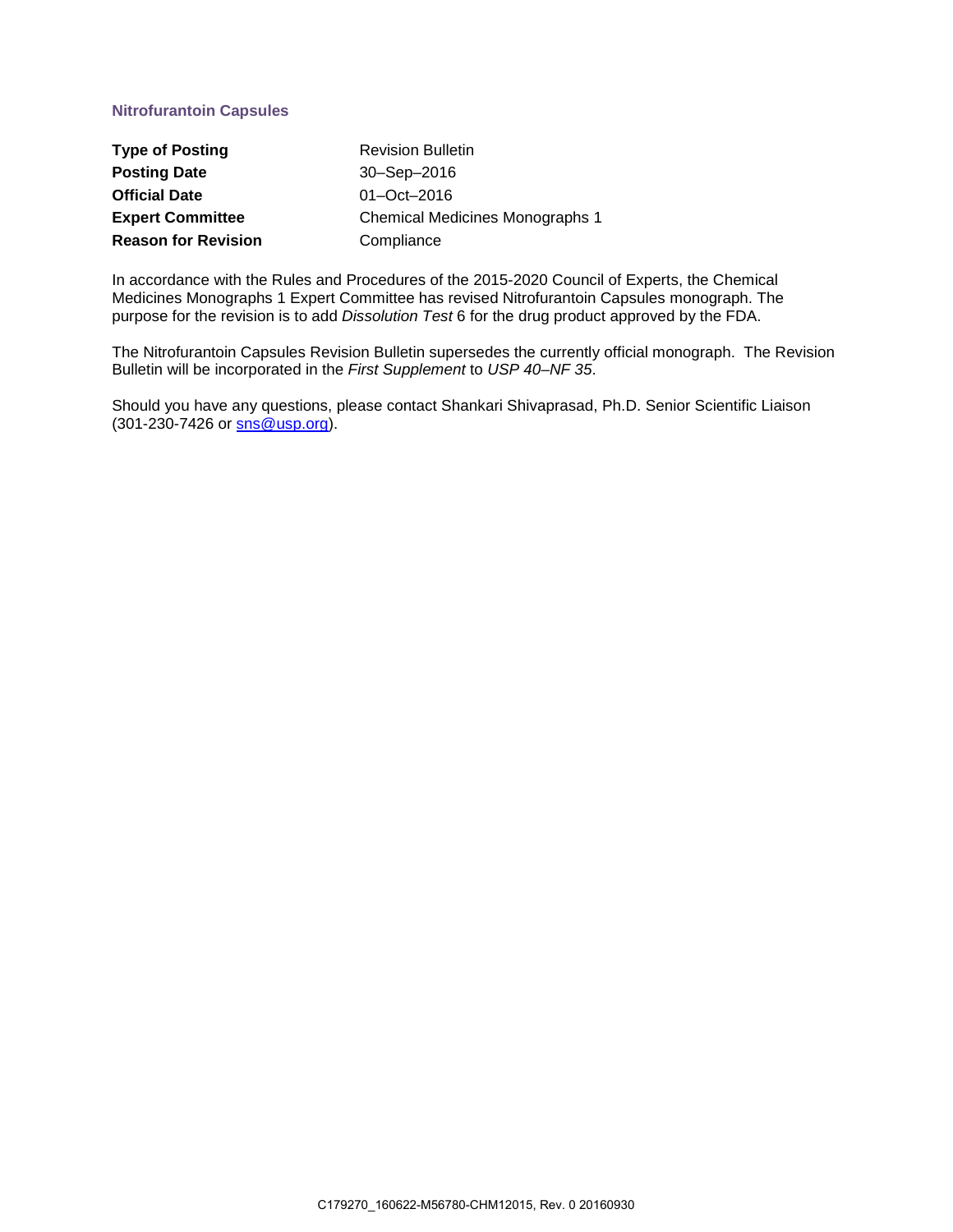## Nitrofurantoin Capsules

| | |
|---|---|
| **Type of Posting** | Revision Bulletin |
| **Posting Date** | 30–Sep–2016 |
| **Official Date** | 01–Oct–2016 |
| **Expert Committee** | Chemical Medicines Monographs 1 |
| **Reason for Revision** | Compliance |

In accordance with the Rules and Procedures of the 2015-2020 Council of Experts, the Chemical Medicines Monographs 1 Expert Committee has revised Nitrofurantoin Capsules monograph. The purpose for the revision is to add *Dissolution Test* 6 for the drug product approved by the FDA.

The Nitrofurantoin Capsules Revision Bulletin supersedes the currently official monograph. The Revision Bulletin will be incorporated in the *First Supplement* to *USP 40–NF 35*.

Should you have any questions, please contact Shankari Shivaprasad, Ph.D. Senior Scientific Liaison (301-230-7426 or sns@usp.org).

C179270_160622-M56780-CHM12015, Rev. 0 20160930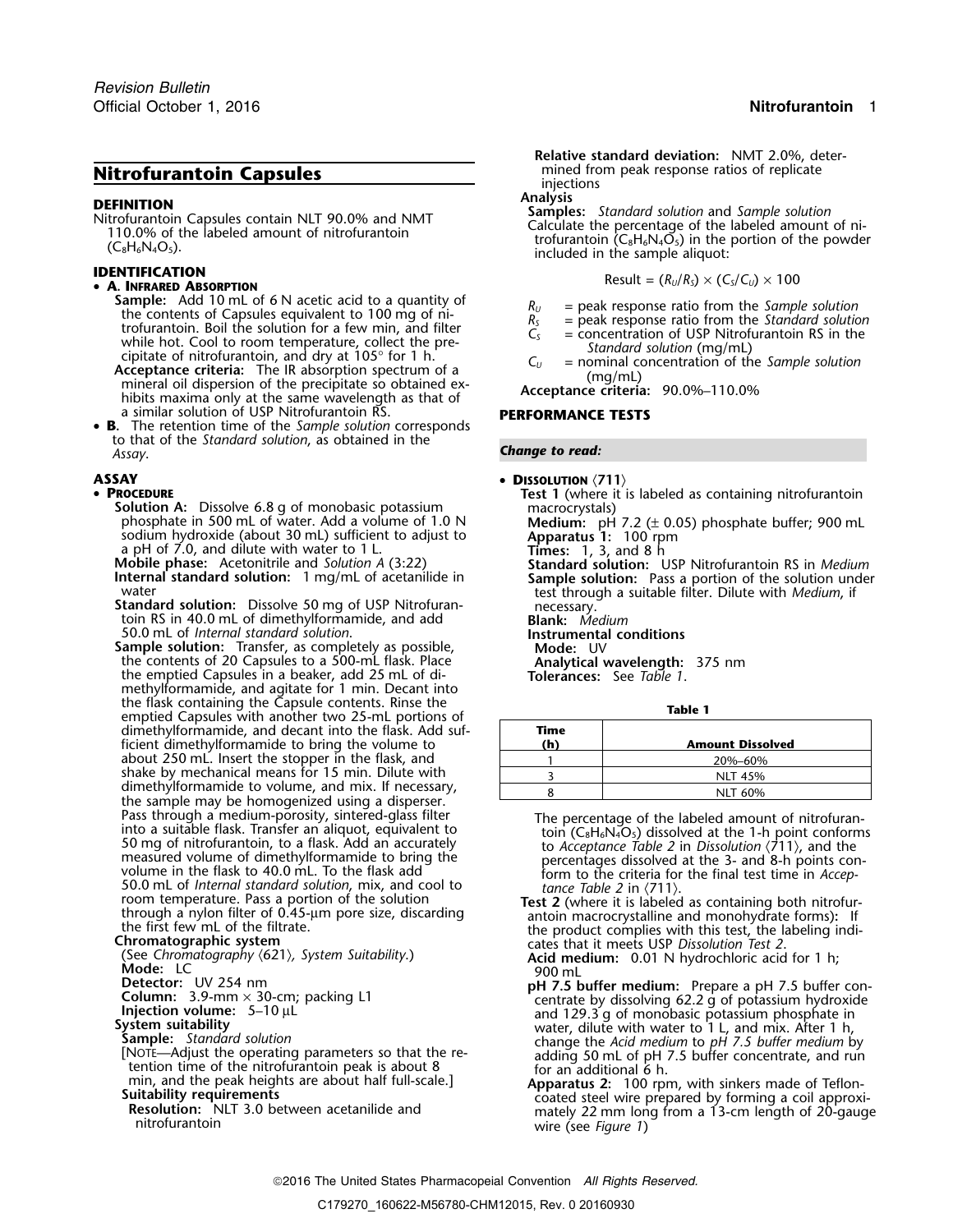# Nitrofurantoin Capsules

**DEFINITION**

Nitrofurantoin Capsules contain NLT 90.0% and NMT 110.0% of the labeled amount of nitrofurantoin ($C_8H_6N_4O_5$).

**IDENTIFICATION**

- **A. Infrared Absorption**

  **Sample:** Add 10 mL of 6 N acetic acid to a quantity of the contents of Capsules equivalent to 100 mg of nitrofurantoin. Boil the solution for a few min, and filter while hot. Cool to room temperature, collect the precipitate of nitrofurantoin, and dry at 105° for 1 h.

  **Acceptance criteria:** The IR absorption spectrum of a mineral oil dispersion of the precipitate so obtained exhibits maxima only at the same wavelength as that of a similar solution of USP Nitrofurantoin RS.

- **B.** The retention time of the *Sample solution* corresponds to that of the *Standard solution*, as obtained in the *Assay*.

**ASSAY**

- **Procedure**

  **Solution A:** Dissolve 6.8 g of monobasic potassium phosphate in 500 mL of water. Add a volume of 1.0 N sodium hydroxide (about 30 mL) sufficient to adjust to a pH of 7.0, and dilute with water to 1 L.

  **Mobile phase:** Acetonitrile and *Solution A* (3:22)

  **Internal standard solution:** 1 mg/mL of acetanilide in water

  **Standard solution:** Dissolve 50 mg of USP Nitrofurantoin RS in 40.0 mL of dimethylformamide, and add 50.0 mL of *Internal standard solution*.

  **Sample solution:** Transfer, as completely as possible, the contents of 20 Capsules to a 500-mL flask. Place the emptied Capsules in a beaker, add 25 mL of dimethylformamide, and agitate for 1 min. Decant into the flask containing the Capsule contents. Rinse the emptied Capsules with another two 25-mL portions of dimethylformamide, and decant into the flask. Add sufficient dimethylformamide to bring the volume to about 250 mL. Insert the stopper in the flask, and shake by mechanical means for 15 min. Dilute with dimethylformamide to volume, and mix. If necessary, the sample may be homogenized using a disperser. Pass through a medium-porosity, sintered-glass filter into a suitable flask. Transfer an aliquot, equivalent to 50 mg of nitrofurantoin, to a flask. Add an accurately measured volume of dimethylformamide to bring the volume in the flask to 40.0 mL. To the flask add 50.0 mL of *Internal standard solution*, mix, and cool to room temperature. Pass a portion of the solution through a nylon filter of 0.45-µm pore size, discarding the first few mL of the filtrate.

  **Chromatographic system**

  (See *Chromatography* ⟨621⟩, *System Suitability*.)

  **Mode:** LC

  **Detector:** UV 254 nm

  **Column:** 3.9-mm × 30-cm; packing L1

  **Injection volume:** 5–10 µL

  **System suitability**

  **Sample:** *Standard solution*

  [Note—Adjust the operating parameters so that the retention time of the nitrofurantoin peak is about 8 min, and the peak heights are about half full-scale.]

  **Suitability requirements**

  **Resolution:** NLT 3.0 between acetanilide and nitrofurantoin

  **Relative standard deviation:** NMT 2.0%, determined from peak response ratios of replicate injections

  **Analysis**

  **Samples:** *Standard solution* and *Sample solution*

  Calculate the percentage of the labeled amount of nitrofurantoin ($C_8H_6N_4O_5$) in the portion of the powder included in the sample aliquot:

$$\text{Result} = (R_U/R_S) \times (C_S/C_U) \times 100$$

  $R_U$ = peak response ratio from the *Sample solution*
  $R_S$ = peak response ratio from the *Standard solution*
  $C_S$ = concentration of USP Nitrofurantoin RS in the *Standard solution* (mg/mL)
  $C_U$ = nominal concentration of the *Sample solution* (mg/mL)

  **Acceptance criteria:** 90.0%–110.0%

**PERFORMANCE TESTS**

*Change to read:*

- **Dissolution** ⟨711⟩

  **Test 1** (where it is labeled as containing nitrofurantoin macrocrystals)

  **Medium:** pH 7.2 (± 0.05) phosphate buffer; 900 mL

  **Apparatus 1:** 100 rpm

  **Times:** 1, 3, and 8 h

  **Standard solution:** USP Nitrofurantoin RS in *Medium*

  **Sample solution:** Pass a portion of the solution under test through a suitable filter. Dilute with *Medium*, if necessary.

  **Blank:** *Medium*

  **Instrumental conditions**

  **Mode:** UV

  **Analytical wavelength:** 375 nm

  **Tolerances:** See *Table 1*.

**Table 1**

| Time (h) | Amount Dissolved |
|---|---|
| 1 | 20%–60% |
| 3 | NLT 45% |
| 8 | NLT 60% |

  The percentage of the labeled amount of nitrofurantoin ($C_8H_6N_4O_5$) dissolved at the 1-h point conforms to *Acceptance Table 2* in *Dissolution* ⟨711⟩, and the percentages dissolved at the 3- and 8-h points conform to the criteria for the final test time in *Acceptance Table 2* in ⟨711⟩.

  **Test 2** (where it is labeled as containing both nitrofurantoin macrocrystalline and monohydrate forms): If the product complies with this test, the labeling indicates that it meets USP *Dissolution Test 2*.

  **Acid medium:** 0.01 N hydrochloric acid for 1 h; 900 mL

  **pH 7.5 buffer medium:** Prepare a pH 7.5 buffer concentrate by dissolving 62.2 g of potassium hydroxide and 129.3 g of monobasic potassium phosphate in water, dilute with water to 1 L, and mix. After 1 h, change the *Acid medium* to *pH 7.5 buffer medium* by adding 50 mL of pH 7.5 buffer concentrate, and run for an additional 6 h.

  **Apparatus 2:** 100 rpm, with sinkers made of Teflon-coated steel wire prepared by forming a coil approximately 22 mm long from a 13-cm length of 20-gauge wire (see *Figure 1*)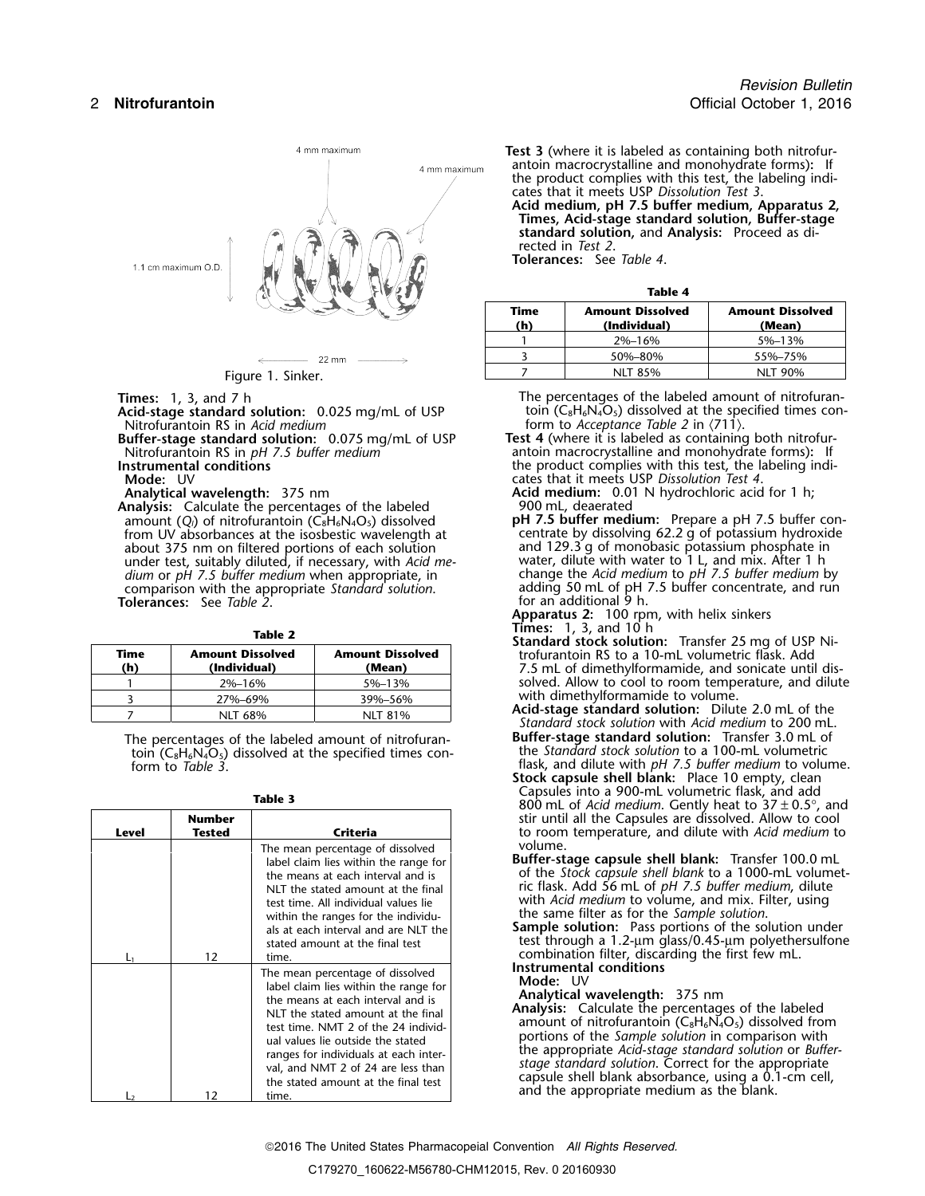4 mm maximum

4 mm maximum

1.1 cm maximum O.D.

22 mm

Figure 1. Sinker.

**Times:** 1, 3, and 7 h

**Acid-stage standard solution:** 0.025 mg/mL of USP Nitrofurantoin RS in *Acid medium*

**Buffer-stage standard solution:** 0.075 mg/mL of USP Nitrofurantoin RS in *pH 7.5 buffer medium*

**Instrumental conditions**

**Mode:** UV

**Analytical wavelength:** 375 nm

**Analysis:** Calculate the percentages of the labeled amount ($Q_i$) of nitrofurantoin ($C_8H_6N_4O_5$) dissolved from UV absorbances at the isosbestic wavelength at about 375 nm on filtered portions of each solution under test, suitably diluted, if necessary, with *Acid medium* or *pH 7.5 buffer medium* when appropriate, in comparison with the appropriate *Standard solution*.

**Tolerances:** See *Table 2*.

**Table 2**

| Time (h) | Amount Dissolved (Individual) | Amount Dissolved (Mean) |
|---|---|---|
| 1 | 2%–16% | 5%–13% |
| 3 | 27%–69% | 39%–56% |
| 7 | NLT 68% | NLT 81% |

The percentages of the labeled amount of nitrofurantoin ($C_8H_6N_4O_5$) dissolved at the specified times conform to *Table 3*.

**Table 3**

| Level | Number Tested | Criteria |
|---|---|---|
| $L_1$ | 12 | The mean percentage of dissolved label claim lies within the range for the means at each interval and is NLT the stated amount at the final test time. All individual values lie within the ranges for the individuals at each interval and are NLT the stated amount at the final test time. |
| $L_2$ | 12 | The mean percentage of dissolved label claim lies within the range for the means at each interval and is NLT the stated amount at the final test time. NMT 2 of the 24 individual values lie outside the stated ranges for individuals at each interval, and NMT 2 of 24 are less than the stated amount at the final test time. |

**Test 3** (where it is labeled as containing both nitrofurantoin macrocrystalline and monohydrate forms)**:** If the product complies with this test, the labeling indicates that it meets USP *Dissolution Test 3*.

**Acid medium, pH 7.5 buffer medium, Apparatus 2, Times, Acid-stage standard solution, Buffer-stage standard solution,** and **Analysis:** Proceed as directed in *Test 2*.

**Tolerances:** See *Table 4*.

**Table 4**

| Time (h) | Amount Dissolved (Individual) | Amount Dissolved (Mean) |
|---|---|---|
| 1 | 2%–16% | 5%–13% |
| 3 | 50%–80% | 55%–75% |
| 7 | NLT 85% | NLT 90% |

The percentages of the labeled amount of nitrofurantoin ($C_8H_6N_4O_5$) dissolved at the specified times conform to *Acceptance Table 2* in ⟨711⟩.

**Test 4** (where it is labeled as containing both nitrofurantoin macrocrystalline and monohydrate forms)**:** If the product complies with this test, the labeling indicates that it meets USP *Dissolution Test 4*.

**Acid medium:** 0.01 N hydrochloric acid for 1 h; 900 mL, deaerated

**pH 7.5 buffer medium:** Prepare a pH 7.5 buffer concentrate by dissolving 62.2 g of potassium hydroxide and 129.3 g of monobasic potassium phosphate in water, dilute with water to 1 L, and mix. After 1 h change the *Acid medium* to *pH 7.5 buffer medium* by adding 50 mL of pH 7.5 buffer concentrate, and run for an additional 9 h.

**Apparatus 2:** 100 rpm, with helix sinkers

**Times:** 1, 3, and 10 h

**Standard stock solution:** Transfer 25 mg of USP Nitrofurantoin RS to a 10-mL volumetric flask. Add 7.5 mL of dimethylformamide, and sonicate until dissolved. Allow to cool to room temperature, and dilute with dimethylformamide to volume.

**Acid-stage standard solution:** Dilute 2.0 mL of the *Standard stock solution* with *Acid medium* to 200 mL.

**Buffer-stage standard solution:** Transfer 3.0 mL of the *Standard stock solution* to a 100-mL volumetric flask, and dilute with *pH 7.5 buffer medium* to volume.

**Stock capsule shell blank:** Place 10 empty, clean Capsules into a 900-mL volumetric flask, and add 800 mL of *Acid medium*. Gently heat to 37 ± 0.5°, and stir until all the Capsules are dissolved. Allow to cool to room temperature, and dilute with *Acid medium* to volume.

**Buffer-stage capsule shell blank:** Transfer 100.0 mL of the *Stock capsule shell blank* to a 1000-mL volumetric flask. Add 56 mL of *pH 7.5 buffer medium*, dilute with *Acid medium* to volume, and mix. Filter, using the same filter as for the *Sample solution*.

**Sample solution:** Pass portions of the solution under test through a 1.2-µm glass/0.45-µm polyethersulfone combination filter, discarding the first few mL.

**Instrumental conditions**

**Mode:** UV

**Analytical wavelength:** 375 nm

**Analysis:** Calculate the percentages of the labeled amount of nitrofurantoin ($C_8H_6N_4O_5$) dissolved from portions of the *Sample solution* in comparison with the appropriate *Acid-stage standard solution* or *Buffer-stage standard solution*. Correct for the appropriate capsule shell blank absorbance, using a 0.1-cm cell, and the appropriate medium as the blank.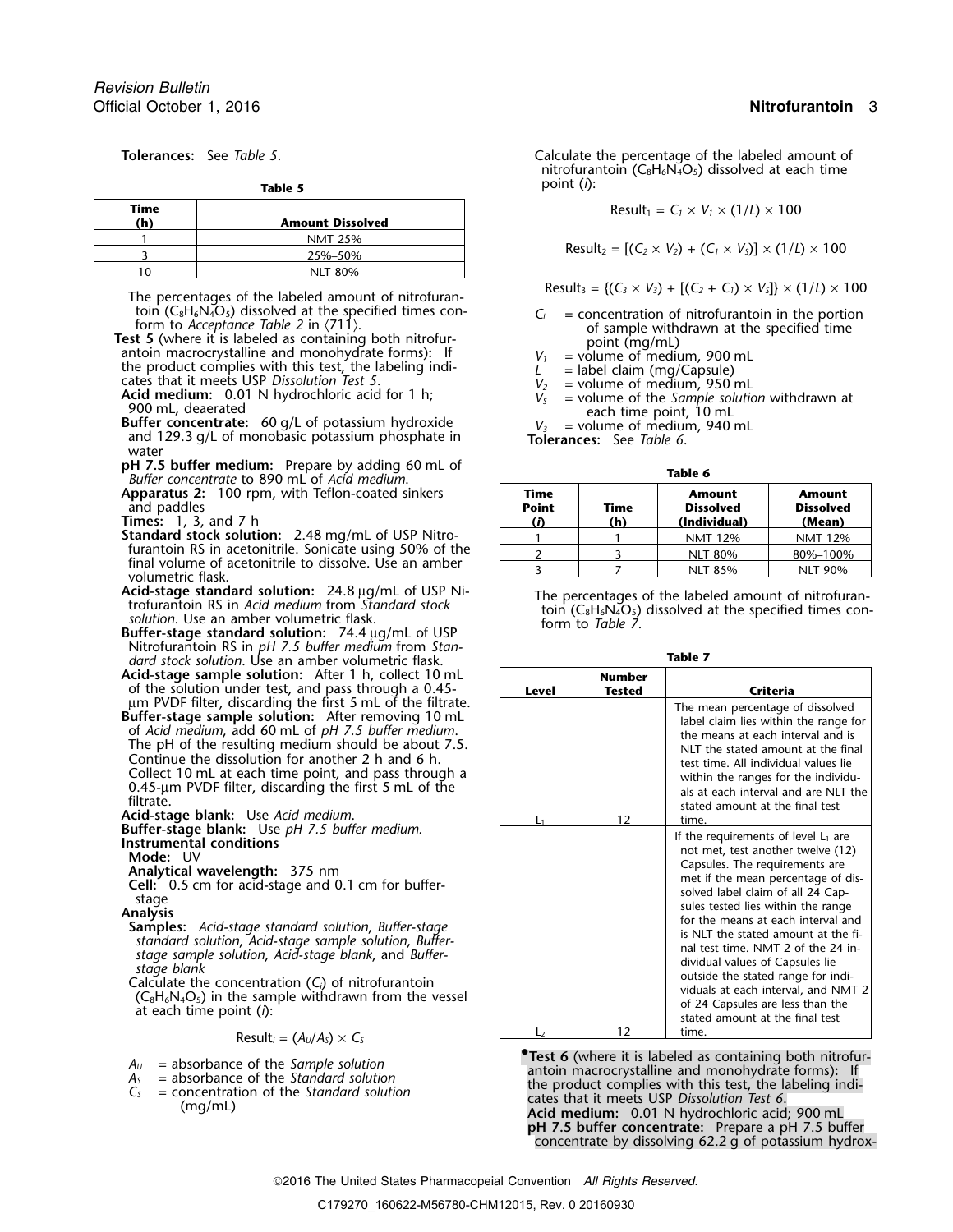**Tolerances:** See *Table 5*.

**Table 5**

| Time (h) | Amount Dissolved |
|---|---|
| 1 | NMT 25% |
| 3 | 25%–50% |
| 10 | NLT 80% |

The percentages of the labeled amount of nitrofurantoin ($C_8H_6N_4O_5$) dissolved at the specified times conform to *Acceptance Table 2* in ⟨711⟩.

**Test 5** (where it is labeled as containing both nitrofurantoin macrocrystalline and monohydrate forms)**:** If the product complies with this test, the labeling indicates that it meets USP *Dissolution Test 5*.

**Acid medium:** 0.01 N hydrochloric acid for 1 h; 900 mL, deaerated

**Buffer concentrate:** 60 g/L of potassium hydroxide and 129.3 g/L of monobasic potassium phosphate in water

**pH 7.5 buffer medium:** Prepare by adding 60 mL of *Buffer concentrate* to 890 mL of *Acid medium.*

**Apparatus 2:** 100 rpm, with Teflon-coated sinkers and paddles

**Times:** 1, 3, and 7 h

**Standard stock solution:** 2.48 mg/mL of USP Nitrofurantoin RS in acetonitrile. Sonicate using 50% of the final volume of acetonitrile to dissolve. Use an amber volumetric flask.

**Acid-stage standard solution:** 24.8 µg/mL of USP Nitrofurantoin RS in *Acid medium* from *Standard stock solution*. Use an amber volumetric flask.

**Buffer-stage standard solution:** 74.4 µg/mL of USP Nitrofurantoin RS in *pH 7.5 buffer medium* from *Standard stock solution*. Use an amber volumetric flask.

**Acid-stage sample solution:** After 1 h, collect 10 mL of the solution under test, and pass through a 0.45-µm PVDF filter, discarding the first 5 mL of the filtrate.

**Buffer-stage sample solution:** After removing 10 mL of *Acid medium*, add 60 mL of *pH 7.5 buffer medium*. The pH of the resulting medium should be about 7.5. Continue the dissolution for another 2 h and 6 h. Collect 10 mL at each time point, and pass through a 0.45-µm PVDF filter, discarding the first 5 mL of the filtrate.

**Acid-stage blank:** Use *Acid medium.*

**Buffer-stage blank:** Use *pH 7.5 buffer medium.*

**Instrumental conditions**

**Mode:** UV

**Analytical wavelength:** 375 nm

**Cell:** 0.5 cm for acid-stage and 0.1 cm for buffer-stage

**Analysis**

**Samples:** *Acid-stage standard solution*, *Buffer-stage standard solution*, *Acid-stage sample solution*, *Buffer-stage sample solution*, *Acid-stage blank*, and *Buffer-stage blank*

Calculate the concentration ($C_i$) of nitrofurantoin ($C_8H_6N_4O_5$) in the sample withdrawn from the vessel at each time point ($i$):

$$\text{Result}_i = (A_U/A_S) \times C_S$$

$A_U$ = absorbance of the *Sample solution*
$A_S$ = absorbance of the *Standard solution*
$C_S$ = concentration of the *Standard solution* (mg/mL)

Calculate the percentage of the labeled amount of nitrofurantoin ($C_8H_6N_4O_5$) dissolved at each time point ($i$):

$$\text{Result}_1 = C_1 \times V_1 \times (1/L) \times 100$$

$$\text{Result}_2 = [(C_2 \times V_2) + (C_1 \times V_S)] \times (1/L) \times 100$$

$$\text{Result}_3 = \{(C_3 \times V_3) + [(C_2 + C_1) \times V_S]\} \times (1/L) \times 100$$

$C_i$ = concentration of nitrofurantoin in the portion of sample withdrawn at the specified time point (mg/mL)
$V_1$ = volume of medium, 900 mL
$L$ = label claim (mg/Capsule)
$V_2$ = volume of medium, 950 mL
$V_S$ = volume of the *Sample solution* withdrawn at each time point, 10 mL
$V_3$ = volume of medium, 940 mL

**Tolerances:** See *Table 6*.

**Table 6**

| Time Point (*i*) | Time (h) | Amount Dissolved (Individual) | Amount Dissolved (Mean) |
|---|---|---|---|
| 1 | 1 | NMT 12% | NMT 12% |
| 2 | 3 | NLT 80% | 80%–100% |
| 3 | 7 | NLT 85% | NLT 90% |

The percentages of the labeled amount of nitrofurantoin ($C_8H_6N_4O_5$) dissolved at the specified times conform to *Table 7*.

**Table 7**

| Level | Number Tested | Criteria |
|---|---|---|
| $L_1$ | 12 | The mean percentage of dissolved label claim lies within the range for the means at each interval and is NLT the stated amount at the final test time. All individual values lie within the ranges for the individuals at each interval and are NLT the stated amount at the final test time. |
| $L_2$ | 12 | If the requirements of level $L_1$ are not met, test another twelve (12) Capsules. The requirements are met if the mean percentage of dissolved label claim of all 24 Capsules tested lies within the range for the means at each interval and is NLT the stated amount at the final test time. NMT 2 of the 24 individual values of Capsules lie outside the stated range for individuals at each interval, and NMT 2 of 24 Capsules are less than the stated amount at the final test time. |

•**Test 6** (where it is labeled as containing both nitrofurantoin macrocrystalline and monohydrate forms)**:** If the product complies with this test, the labeling indicates that it meets USP *Dissolution Test 6*.

**Acid medium:** 0.01 N hydrochloric acid; 900 mL

**pH 7.5 buffer concentrate:** Prepare a pH 7.5 buffer concentrate by dissolving 62.2 g of potassium hydrox-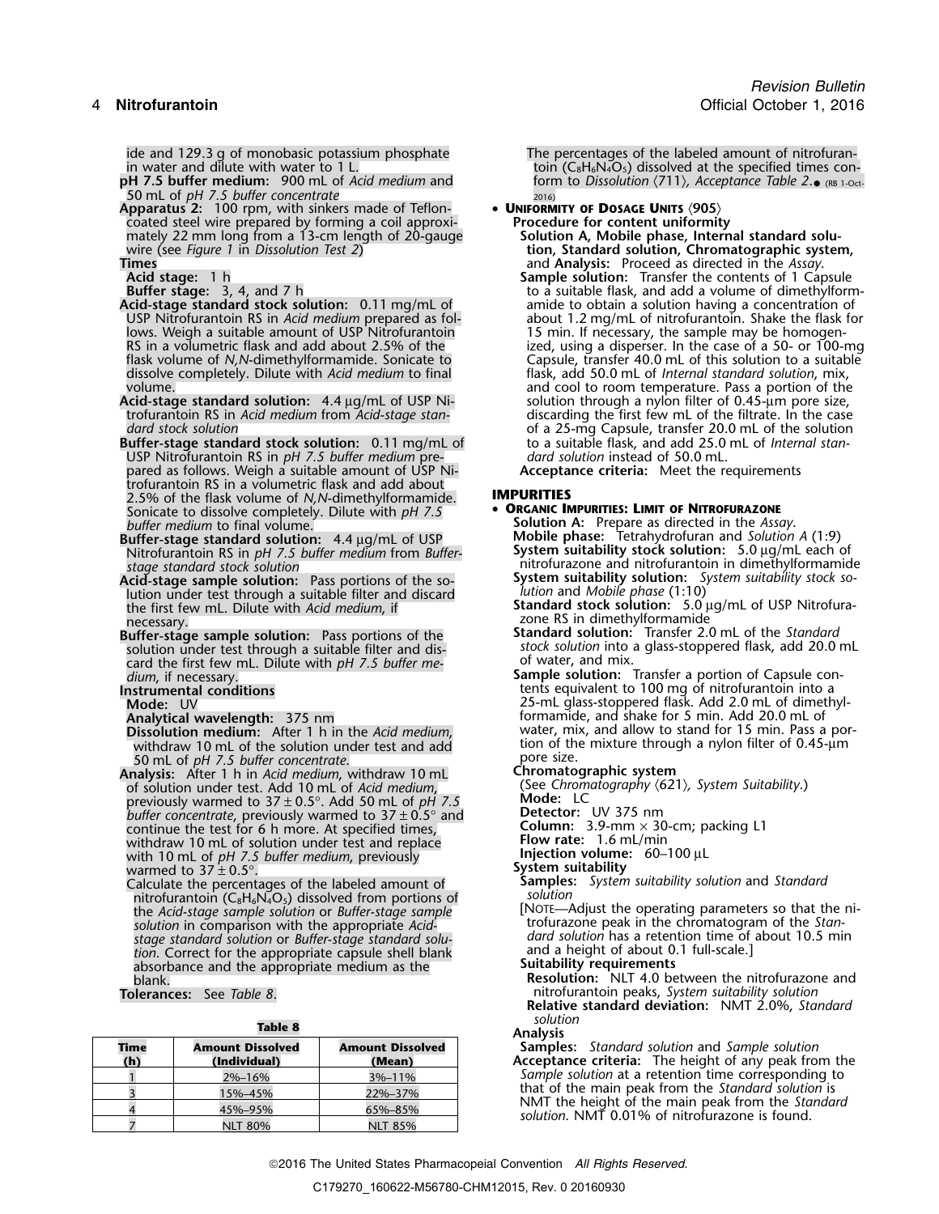ide and 129.3 g of monobasic potassium phosphate in water and dilute with water to 1 L.

**pH 7.5 buffer medium:** 900 mL of *Acid medium* and 50 mL of *pH 7.5 buffer concentrate*

**Apparatus 2:** 100 rpm, with sinkers made of Teflon-coated steel wire prepared by forming a coil approximately 22 mm long from a 13-cm length of 20-gauge wire (see *Figure 1* in *Dissolution Test 2*)

**Times**

**Acid stage:** 1 h

**Buffer stage:** 3, 4, and 7 h

**Acid-stage standard stock solution:** 0.11 mg/mL of USP Nitrofurantoin RS in *Acid medium* prepared as follows. Weigh a suitable amount of USP Nitrofurantoin RS in a volumetric flask and add about 2.5% of the flask volume of *N,N*-dimethylformamide. Sonicate to dissolve completely. Dilute with *Acid medium* to final volume.

**Acid-stage standard solution:** 4.4 µg/mL of USP Nitrofurantoin RS in *Acid medium* from *Acid-stage standard stock solution*

**Buffer-stage standard stock solution:** 0.11 mg/mL of USP Nitrofurantoin RS in *pH 7.5 buffer medium* prepared as follows. Weigh a suitable amount of USP Nitrofurantoin RS in a volumetric flask and add about 2.5% of the flask volume of *N,N*-dimethylformamide. Sonicate to dissolve completely. Dilute with *pH 7.5 buffer medium* to final volume.

**Buffer-stage standard solution:** 4.4 µg/mL of USP Nitrofurantoin RS in *pH 7.5 buffer medium* from *Buffer-stage standard stock solution*

**Acid-stage sample solution:** Pass portions of the solution under test through a suitable filter and discard the first few mL. Dilute with *Acid medium*, if necessary.

**Buffer-stage sample solution:** Pass portions of the solution under test through a suitable filter and discard the first few mL. Dilute with *pH 7.5 buffer medium*, if necessary.

**Instrumental conditions**

**Mode:** UV

**Analytical wavelength:** 375 nm

**Dissolution medium:** After 1 h in the *Acid medium*, withdraw 10 mL of the solution under test and add 50 mL of *pH 7.5 buffer concentrate*.

**Analysis:** After 1 h in *Acid medium*, withdraw 10 mL of solution under test. Add 10 mL of *Acid medium*, previously warmed to 37 ± 0.5°. Add 50 mL of *pH 7.5 buffer concentrate*, previously warmed to 37 ± 0.5° and continue the test for 6 h more. At specified times, withdraw 10 mL of solution under test and replace with 10 mL of *pH 7.5 buffer medium*, previously warmed to 37 ± 0.5°.

Calculate the percentages of the labeled amount of nitrofurantoin ($C_8H_6N_4O_5$) dissolved from portions of the *Acid-stage sample solution* or *Buffer-stage sample solution* in comparison with the appropriate *Acid-stage standard solution* or *Buffer-stage standard solution*. Correct for the appropriate capsule shell blank absorbance and the appropriate medium as the blank.

**Tolerances:** See *Table 8*.

**Table 8**

| Time (h) | Amount Dissolved (Individual) | Amount Dissolved (Mean) |
|---|---|---|
| 1 | 2%–16% | 3%–11% |
| 3 | 15%–45% | 22%–37% |
| 4 | 45%–95% | 65%–85% |
| 7 | NLT 80% | NLT 85% |

The percentages of the labeled amount of nitrofurantoin ($C_8H_6N_4O_5$) dissolved at the specified times conform to *Dissolution* ⟨711⟩, *Acceptance Table 2*.● (RB 1-Oct-2016)

- **Uniformity of Dosage Units** ⟨905⟩

**Procedure for content uniformity**

**Solution A, Mobile phase, Internal standard solution, Standard solution, Chromatographic system,** and **Analysis:** Proceed as directed in the *Assay*.

**Sample solution:** Transfer the contents of 1 Capsule to a suitable flask, and add a volume of dimethylformamide to obtain a solution having a concentration of about 1.2 mg/mL of nitrofurantoin. Shake the flask for 15 min. If necessary, the sample may be homogenized, using a disperser. In the case of a 50- or 100-mg Capsule, transfer 40.0 mL of this solution to a suitable flask, add 50.0 mL of *Internal standard solution*, mix, and cool to room temperature. Pass a portion of the solution through a nylon filter of 0.45-µm pore size, discarding the first few mL of the filtrate. In the case of a 25-mg Capsule, transfer 20.0 mL of the solution to a suitable flask, and add 25.0 mL of *Internal standard solution* instead of 50.0 mL.

**Acceptance criteria:** Meet the requirements

## IMPURITIES

- **Organic Impurities: Limit of Nitrofurazone**

**Solution A:** Prepare as directed in the *Assay*.

**Mobile phase:** Tetrahydrofuran and *Solution A* (1:9)

**System suitability stock solution:** 5.0 µg/mL each of nitrofurazone and nitrofurantoin in dimethylformamide

**System suitability solution:** *System suitability stock solution* and *Mobile phase* (1:10)

**Standard stock solution:** 5.0 µg/mL of USP Nitrofurazone RS in dimethylformamide

**Standard solution:** Transfer 2.0 mL of the *Standard stock solution* into a glass-stoppered flask, add 20.0 mL of water, and mix.

**Sample solution:** Transfer a portion of Capsule contents equivalent to 100 mg of nitrofurantoin into a 25-mL glass-stoppered flask. Add 2.0 mL of dimethylformamide, and shake for 5 min. Add 20.0 mL of water, mix, and allow to stand for 15 min. Pass a portion of the mixture through a nylon filter of 0.45-µm pore size.

**Chromatographic system**

(See *Chromatography* ⟨621⟩, *System Suitability*.)

**Mode:** LC

**Detector:** UV 375 nm

**Column:** 3.9-mm × 30-cm; packing L1

**Flow rate:** 1.6 mL/min

**Injection volume:** 60–100 µL

**System suitability**

**Samples:** *System suitability solution* and *Standard solution*

[Note—Adjust the operating parameters so that the nitrofurazone peak in the chromatogram of the *Standard solution* has a retention time of about 10.5 min and a height of about 0.1 full-scale.]

**Suitability requirements**

**Resolution:** NLT 4.0 between the nitrofurazone and nitrofurantoin peaks, *System suitability solution*

**Relative standard deviation:** NMT 2.0%, *Standard solution*

**Analysis**

**Samples:** *Standard solution* and *Sample solution*

**Acceptance criteria:** The height of any peak from the *Sample solution* at a retention time corresponding to that of the main peak from the *Standard solution* is NMT the height of the main peak from the *Standard solution*. NMT 0.01% of nitrofurazone is found.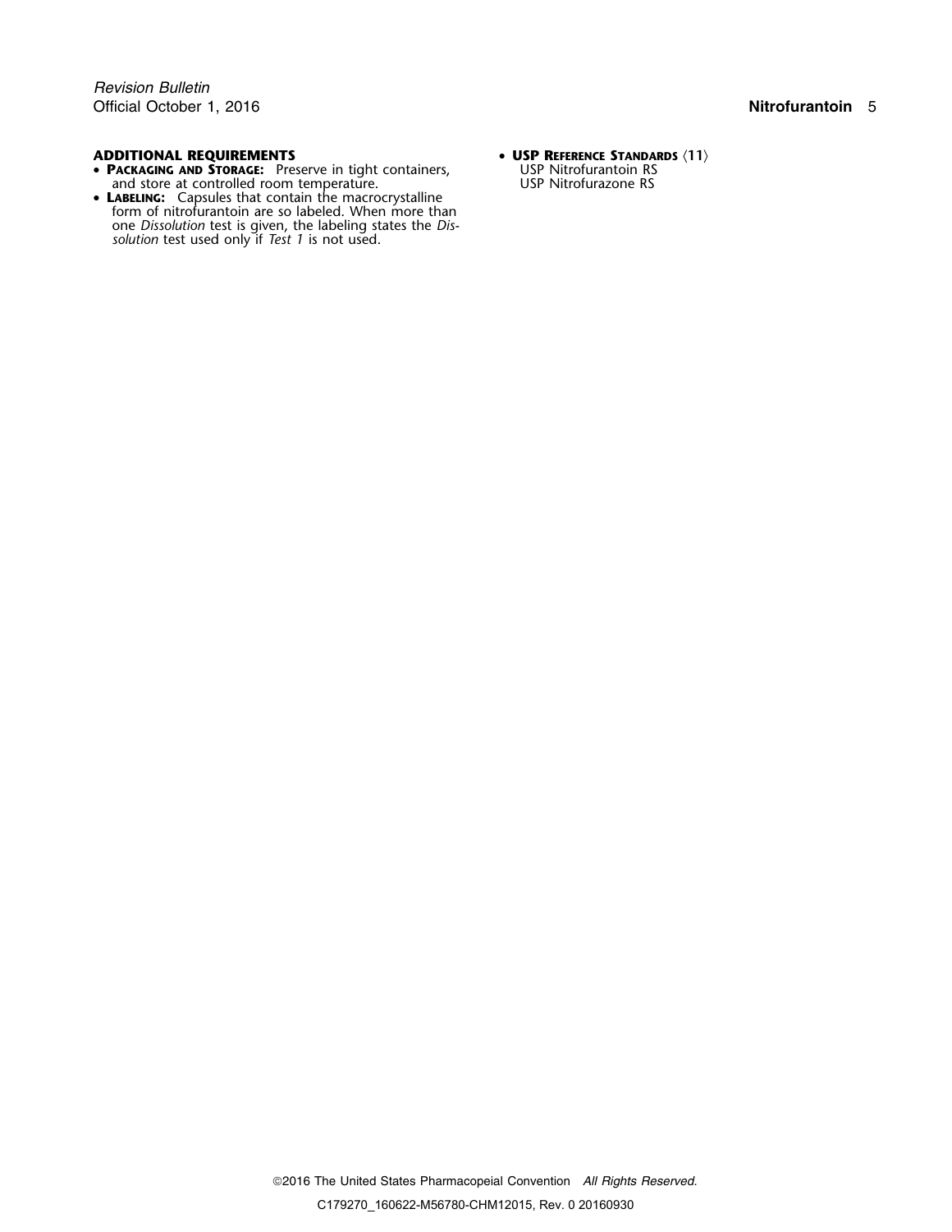## ADDITIONAL REQUIREMENTS

- **Packaging and Storage:** Preserve in tight containers, and store at controlled room temperature.
- **Labeling:** Capsules that contain the macrocrystalline form of nitrofurantoin are so labeled. When more than one *Dissolution* test is given, the labeling states the *Dissolution* test used only if *Test 1* is not used.
- **USP Reference Standards** 〈11〉
  USP Nitrofurantoin RS
  USP Nitrofurazone RS